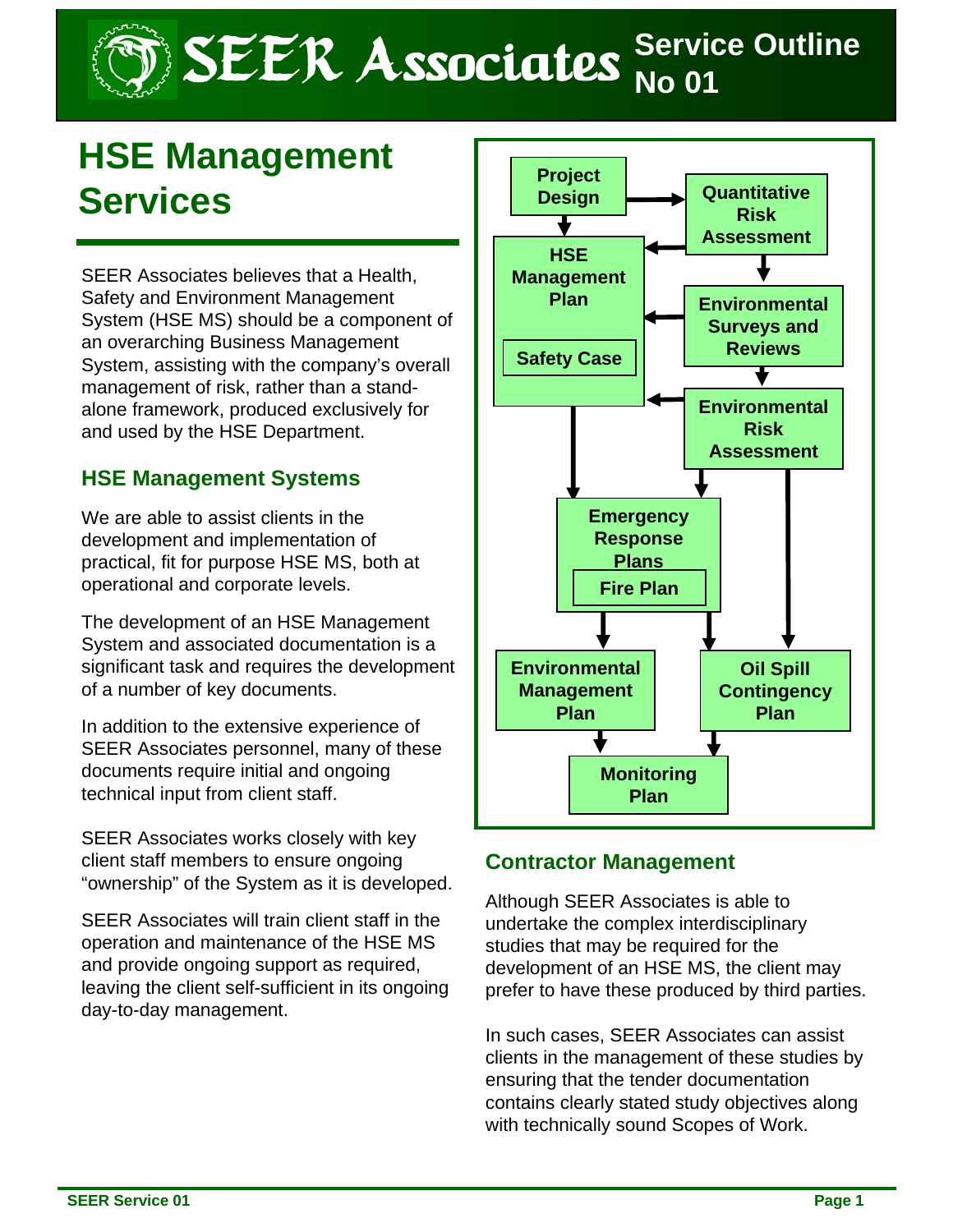# SEER Associates Service Outline No 01

## HSE Management Services

SEER Associates believes that a Health, Safety and Environment Management System (HSE MS) should be a component of an overarching Business Management System, assisting with the company's overall management of risk, rather than a stand-alone framework, produced exclusively for and used by the HSE Department.

### HSE Management Systems

We are able to assist clients in the development and implementation of practical, fit for purpose HSE MS, both at operational and corporate levels.

The development of an HSE Management System and associated documentation is a significant task and requires the development of a number of key documents.

In addition to the extensive experience of SEER Associates personnel, many of these documents require initial and ongoing technical input from client staff.

SEER Associates works closely with key client staff members to ensure ongoing "ownership" of the System as it is developed.

SEER Associates will train client staff in the operation and maintenance of the HSE MS and provide ongoing support as required, leaving the client self-sufficient in its ongoing day-to-day management.

Project Design → Quantitative Risk Assessment
Project Design → HSE Management Plan (Safety Case)
Quantitative Risk Assessment → HSE Management Plan
Quantitative Risk Assessment → Environmental Surveys and Reviews
Environmental Surveys and Reviews → HSE Management Plan
Environmental Surveys and Reviews → Environmental Risk Assessment
Environmental Risk Assessment → HSE Management Plan
HSE Management Plan → Emergency Response Plans (Fire Plan)
Environmental Risk Assessment → Emergency Response Plans
Environmental Risk Assessment → Oil Spill Contingency Plan
Emergency Response Plans → Environmental Management Plan
Emergency Response Plans → Oil Spill Contingency Plan
Environmental Management Plan → Monitoring Plan
Oil Spill Contingency Plan → Monitoring Plan

### Contractor Management

Although SEER Associates is able to undertake the complex interdisciplinary studies that may be required for the development of an HSE MS, the client may prefer to have these produced by third parties.

In such cases, SEER Associates can assist clients in the management of these studies by ensuring that the tender documentation contains clearly stated study objectives along with technically sound Scopes of Work.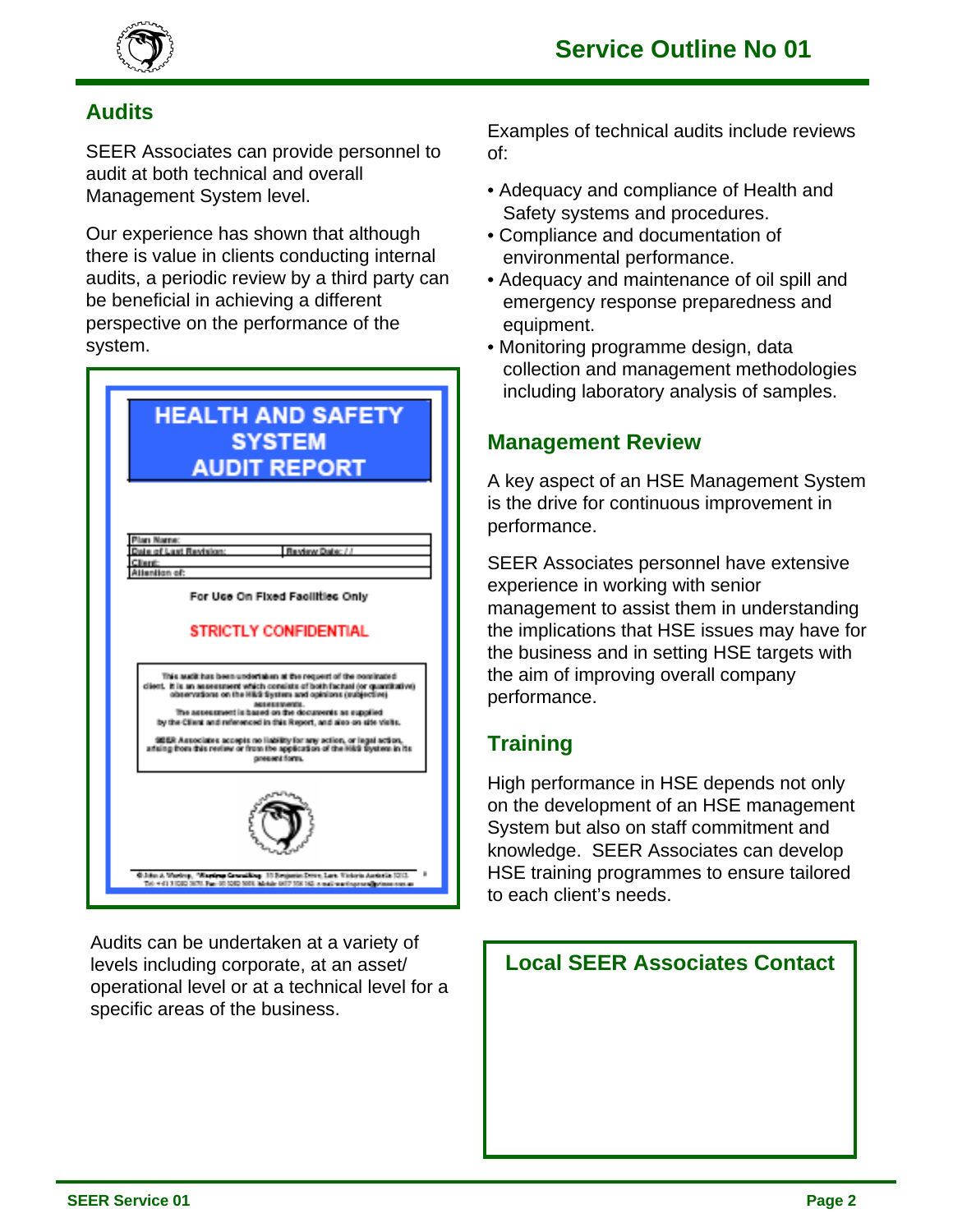## Audits

SEER Associates can provide personnel to audit at both technical and overall Management System level.

Our experience has shown that although there is value in clients conducting internal audits, a periodic review by a third party can be beneficial in achieving a different perspective on the performance of the system.

HEALTH AND SAFETY SYSTEM AUDIT REPORT

Plan Name:
Date of Last Revision: | Review Date: / /
Client:
Attention of:

For Use On Fixed Facilities Only

STRICTLY CONFIDENTIAL

Audits can be undertaken at a variety of levels including corporate, at an asset/ operational level or at a technical level for a specific areas of the business.

Examples of technical audits include reviews of:

- Adequacy and compliance of Health and Safety systems and procedures.
- Compliance and documentation of environmental performance.
- Adequacy and maintenance of oil spill and emergency response preparedness and equipment.
- Monitoring programme design, data collection and management methodologies including laboratory analysis of samples.

## Management Review

A key aspect of an HSE Management System is the drive for continuous improvement in performance.

SEER Associates personnel have extensive experience in working with senior management to assist them in understanding the implications that HSE issues may have for the business and in setting HSE targets with the aim of improving overall company performance.

## Training

High performance in HSE depends not only on the development of an HSE management System but also on staff commitment and knowledge. SEER Associates can develop HSE training programmes to ensure tailored to each client's needs.

### Local SEER Associates Contact